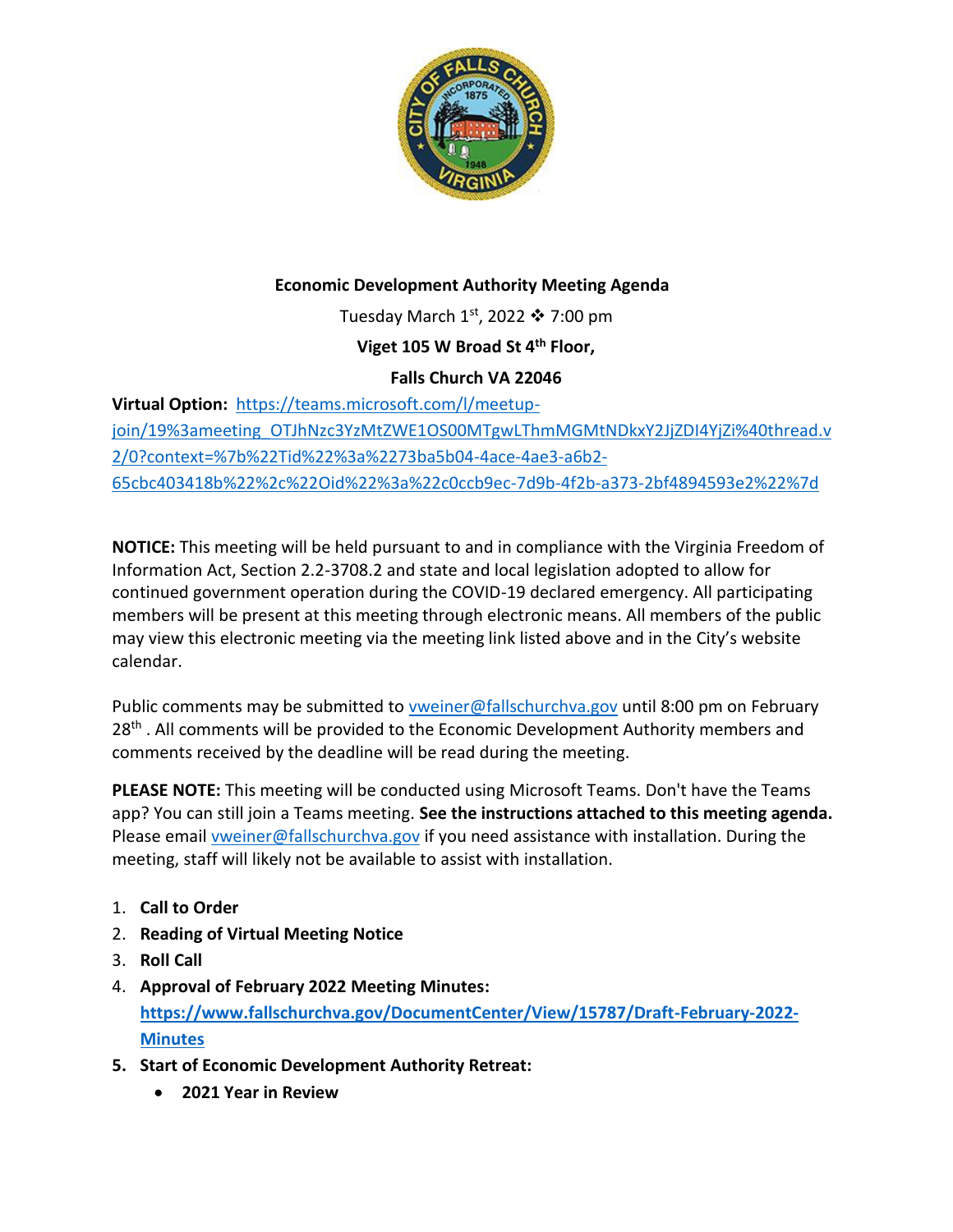**Economic Development Authority Meeting Agenda**

Tuesday March 1st, 2022 ❖ 7:00 pm

**Viget 105 W Broad St 4th Floor,**

**Falls Church VA 22046**

**Virtual Option:** https://teams.microsoft.com/l/meetup-join/19%3ameeting_OTJhNzc3YzMtZWE1OS00MTgwLThmMGMtNDkxY2JjZDI4YjZi%40thread.v2/0?context=%7b%22Tid%22%3a%2273ba5b04-4ace-4ae3-a6b2-65cbc403418b%22%2c%22Oid%22%3a%22c0ccb9ec-7d9b-4f2b-a373-2bf4894593e2%22%7d

**NOTICE:** This meeting will be held pursuant to and in compliance with the Virginia Freedom of Information Act, Section 2.2-3708.2 and state and local legislation adopted to allow for continued government operation during the COVID-19 declared emergency. All participating members will be present at this meeting through electronic means. All members of the public may view this electronic meeting via the meeting link listed above and in the City's website calendar.

Public comments may be submitted to vweiner@fallschurchva.gov until 8:00 pm on February 28th . All comments will be provided to the Economic Development Authority members and comments received by the deadline will be read during the meeting.

**PLEASE NOTE:** This meeting will be conducted using Microsoft Teams. Don't have the Teams app? You can still join a Teams meeting. **See the instructions attached to this meeting agenda.** Please email vweiner@fallschurchva.gov if you need assistance with installation. During the meeting, staff will likely not be available to assist with installation.

1. **Call to Order**
2. **Reading of Virtual Meeting Notice**
3. **Roll Call**
4. **Approval of February 2022 Meeting Minutes:** **https://www.fallschurchva.gov/DocumentCenter/View/15787/Draft-February-2022-Minutes**
5. **Start of Economic Development Authority Retreat:**
   - **2021 Year in Review**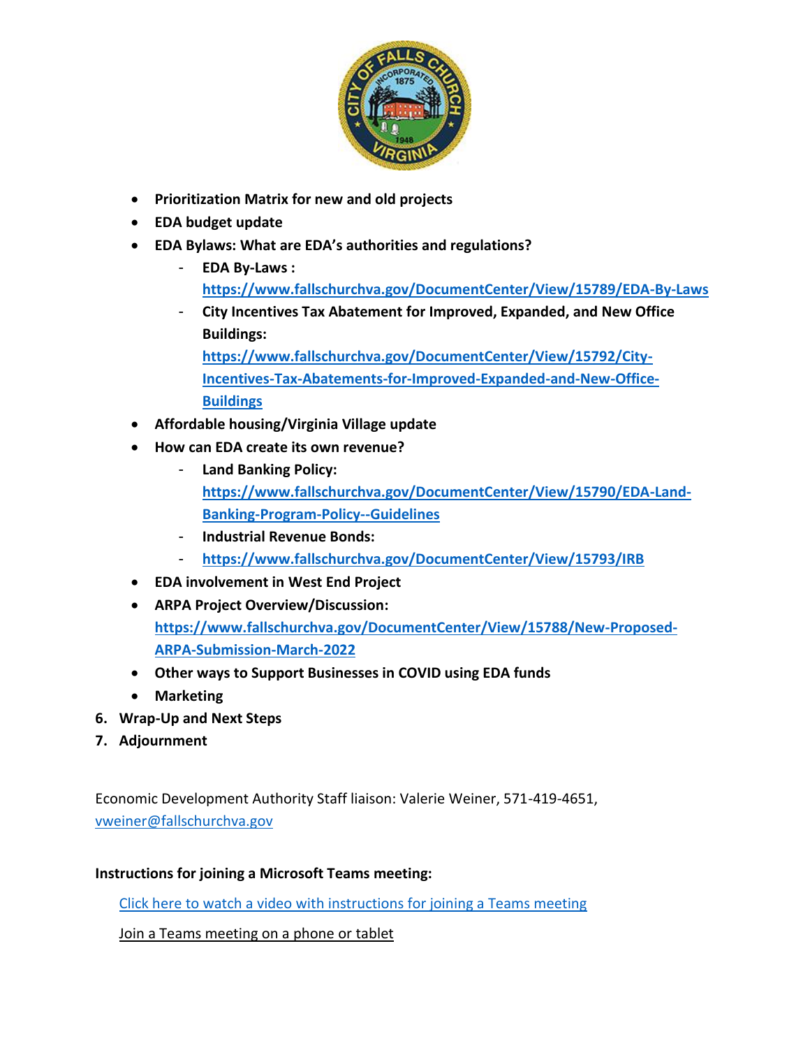- **Prioritization Matrix for new and old projects**
- **EDA budget update**
- **EDA Bylaws: What are EDA's authorities and regulations?**
  - **EDA By-Laws : [https://www.fallschurchva.gov/DocumentCenter/View/15789/EDA-By-Laws](https://www.fallschurchva.gov/DocumentCenter/View/15789/EDA-By-Laws)**
  - **City Incentives Tax Abatement for Improved, Expanded, and New Office Buildings: [https://www.fallschurchva.gov/DocumentCenter/View/15792/City-Incentives-Tax-Abatements-for-Improved-Expanded-and-New-Office-Buildings](https://www.fallschurchva.gov/DocumentCenter/View/15792/City-Incentives-Tax-Abatements-for-Improved-Expanded-and-New-Office-Buildings)**
- **Affordable housing/Virginia Village update**
- **How can EDA create its own revenue?**
  - **Land Banking Policy: [https://www.fallschurchva.gov/DocumentCenter/View/15790/EDA-Land-Banking-Program-Policy--Guidelines](https://www.fallschurchva.gov/DocumentCenter/View/15790/EDA-Land-Banking-Program-Policy--Guidelines)**
  - **Industrial Revenue Bonds:**
  - **[https://www.fallschurchva.gov/DocumentCenter/View/15793/IRB](https://www.fallschurchva.gov/DocumentCenter/View/15793/IRB)**
- **EDA involvement in West End Project**
- **ARPA Project Overview/Discussion: [https://www.fallschurchva.gov/DocumentCenter/View/15788/New-Proposed-ARPA-Submission-March-2022](https://www.fallschurchva.gov/DocumentCenter/View/15788/New-Proposed-ARPA-Submission-March-2022)**
- **Other ways to Support Businesses in COVID using EDA funds**
- **Marketing**

6. **Wrap-Up and Next Steps**
7. **Adjournment**

Economic Development Authority Staff liaison: Valerie Weiner, 571-419-4651, [vweiner@fallschurchva.gov](mailto:vweiner@fallschurchva.gov)

**Instructions for joining a Microsoft Teams meeting:**

Click here to watch a video with instructions for joining a Teams meeting

Join a Teams meeting on a phone or tablet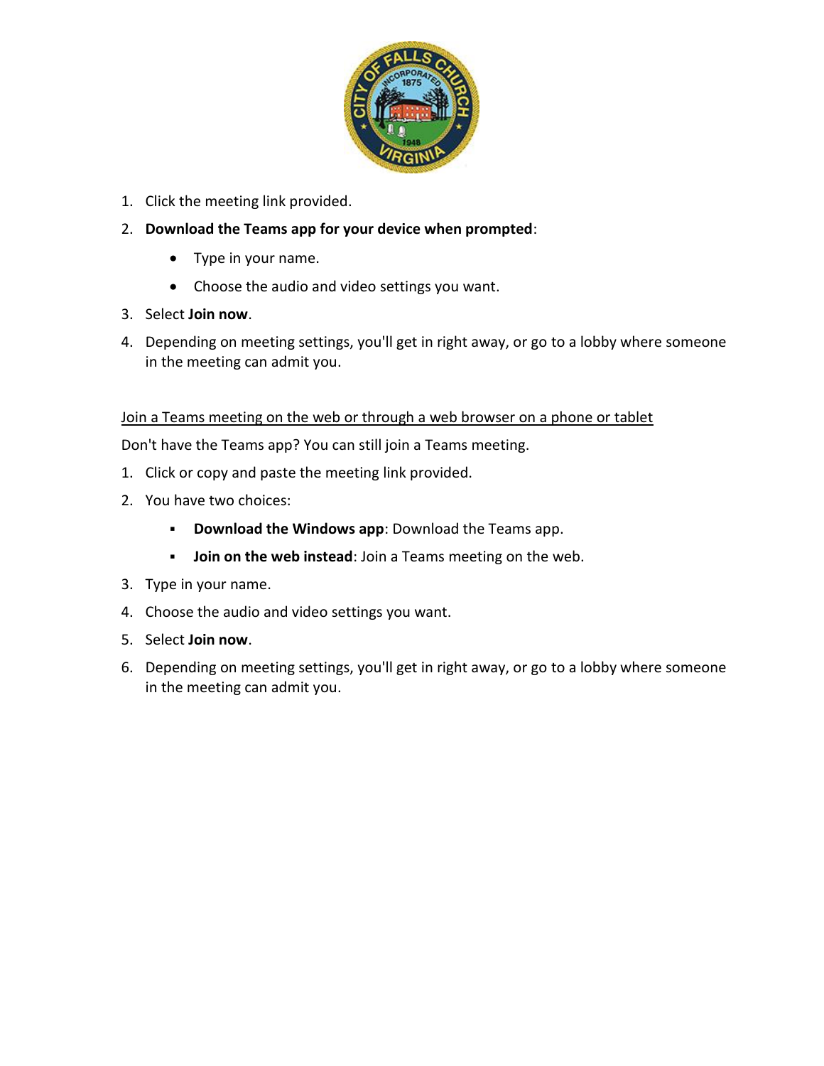1. Click the meeting link provided.
2. **Download the Teams app for your device when prompted**:
   - Type in your name.
   - Choose the audio and video settings you want.
3. Select **Join now**.
4. Depending on meeting settings, you'll get in right away, or go to a lobby where someone in the meeting can admit you.

Join a Teams meeting on the web or through a web browser on a phone or tablet

Don't have the Teams app? You can still join a Teams meeting.

1. Click or copy and paste the meeting link provided.
2. You have two choices:
   - **Download the Windows app**: Download the Teams app.
   - **Join on the web instead**: Join a Teams meeting on the web.
3. Type in your name.
4. Choose the audio and video settings you want.
5. Select **Join now**.
6. Depending on meeting settings, you'll get in right away, or go to a lobby where someone in the meeting can admit you.